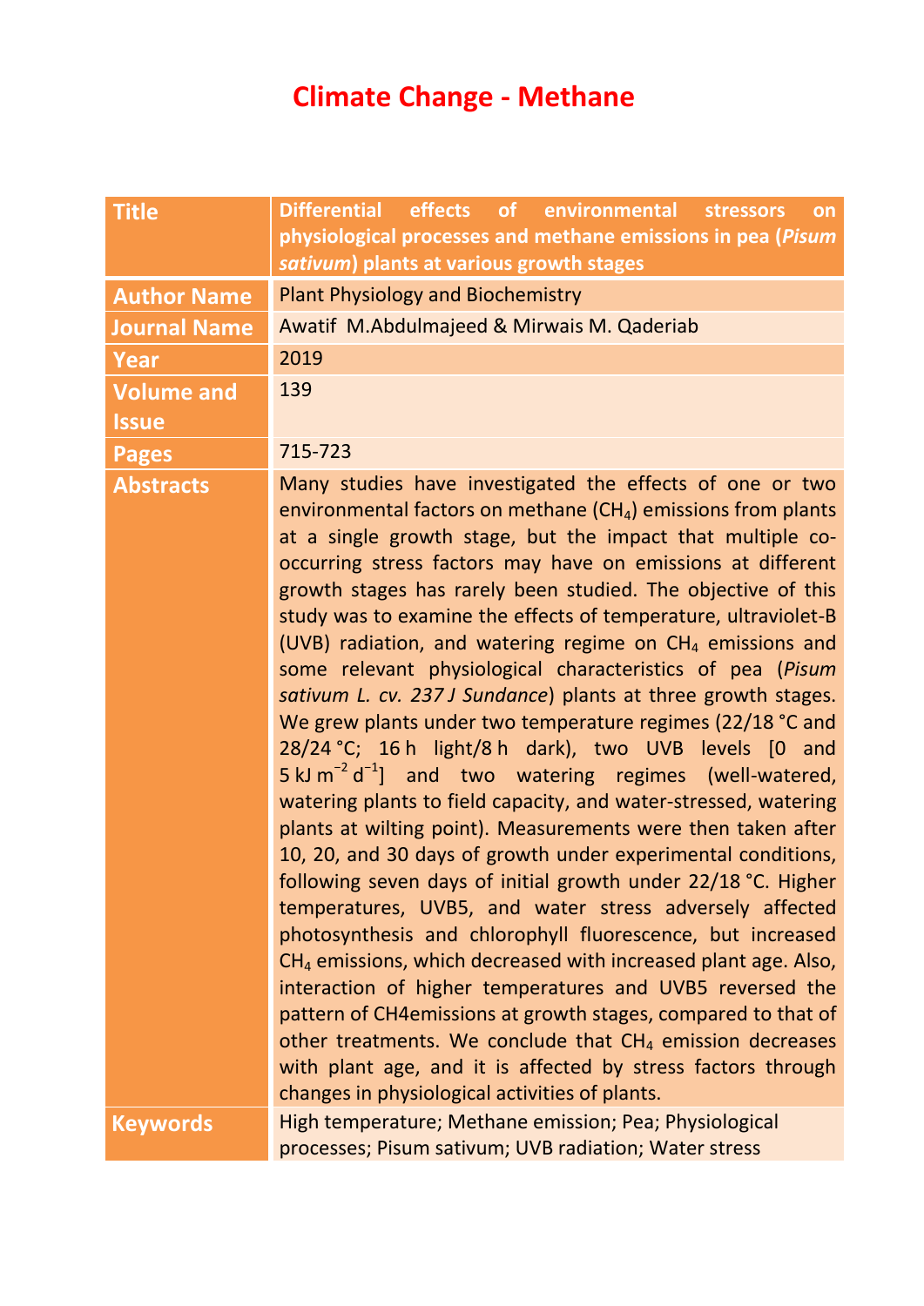# Climate Change - Methane

| Title | **Differential effects of environmental stressors on physiological processes and methane emissions in pea (*Pisum sativum*) plants at various growth stages** |
|---|---|
| Author Name | Plant Physiology and Biochemistry |
| Journal Name | Awatif M.Abdulmajeed & Mirwais M. Qaderiab |
| Year | 2019 |
| Volume and Issue | 139 |
| Pages | 715-723 |
| Abstracts | Many studies have investigated the effects of one or two environmental factors on methane ($CH_4$) emissions from plants at a single growth stage, but the impact that multiple co-occurring stress factors may have on emissions at different growth stages has rarely been studied. The objective of this study was to examine the effects of temperature, ultraviolet-B (UVB) radiation, and watering regime on $CH_4$ emissions and some relevant physiological characteristics of pea (*Pisum sativum L. cv. 237 J Sundance*) plants at three growth stages. We grew plants under two temperature regimes (22/18 °C and 28/24 °C; 16 h light/8 h dark), two UVB levels [0 and 5 kJ $m^{-2}$ $d^{-1}$] and two watering regimes (well-watered, watering plants to field capacity, and water-stressed, watering plants at wilting point). Measurements were then taken after 10, 20, and 30 days of growth under experimental conditions, following seven days of initial growth under 22/18 °C. Higher temperatures, UVB5, and water stress adversely affected photosynthesis and chlorophyll fluorescence, but increased $CH_4$ emissions, which decreased with increased plant age. Also, interaction of higher temperatures and UVB5 reversed the pattern of CH4emissions at growth stages, compared to that of other treatments. We conclude that $CH_4$ emission decreases with plant age, and it is affected by stress factors through changes in physiological activities of plants. |
| Keywords | High temperature; Methane emission; Pea; Physiological processes; Pisum sativum; UVB radiation; Water stress |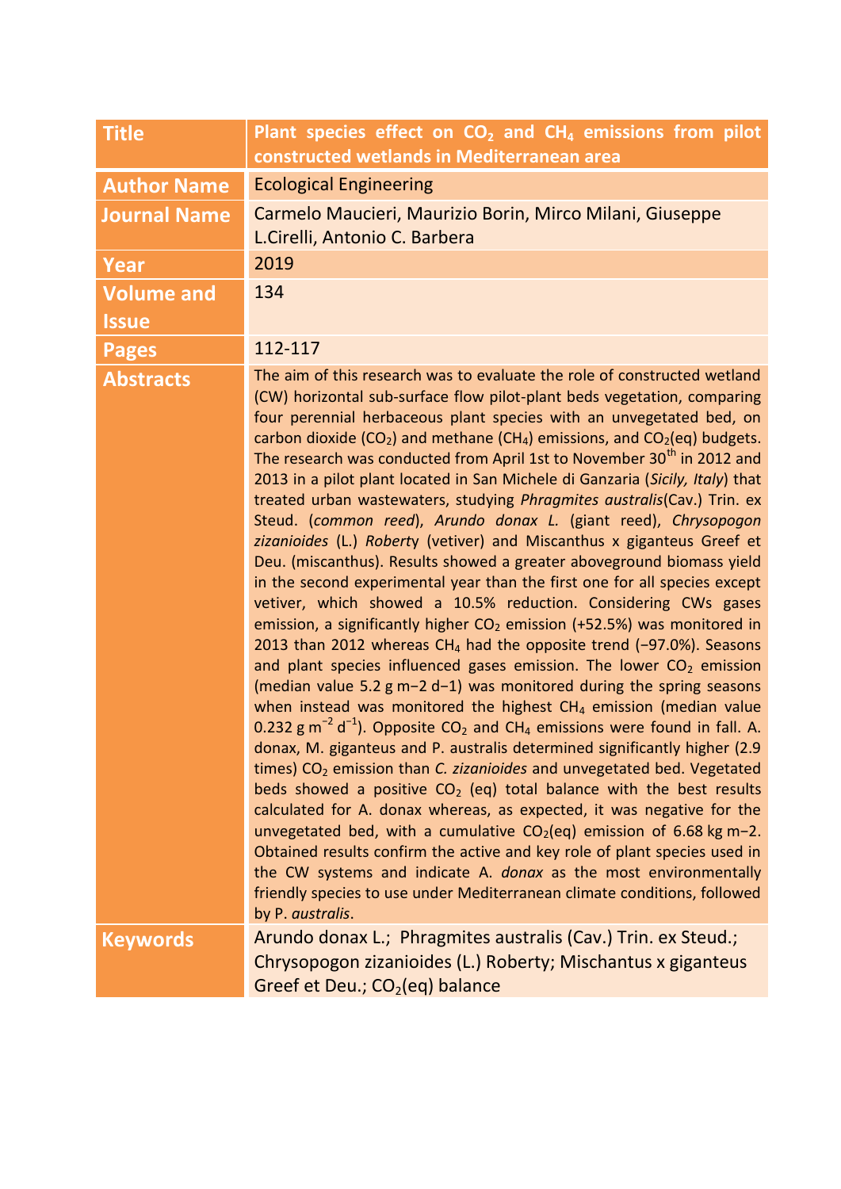| | |
|---|---|
| **Title** | **Plant species effect on $CO_2$ and $CH_4$ emissions from pilot constructed wetlands in Mediterranean area** |
| **Author Name** | Ecological Engineering |
| **Journal Name** | Carmelo Maucieri, Maurizio Borin, Mirco Milani, Giuseppe L.Cirelli, Antonio C. Barbera |
| **Year** | 2019 |
| **Volume and Issue** | 134 |
| **Pages** | 112-117 |
| **Abstracts** | The aim of this research was to evaluate the role of constructed wetland (CW) horizontal sub-surface flow pilot-plant beds vegetation, comparing four perennial herbaceous plant species with an unvegetated bed, on carbon dioxide ($CO_2$) and methane ($CH_4$) emissions, and $CO_2$(eq) budgets. The research was conducted from April 1st to November 30$^{th}$ in 2012 and 2013 in a pilot plant located in San Michele di Ganzaria (*Sicily, Italy*) that treated urban wastewaters, studying *Phragmites australis*(Cav.) Trin. ex Steud. (*common reed*), *Arundo donax L.* (giant reed), *Chrysopogon zizanioides* (L.) *Robert*y (vetiver) and Miscanthus x giganteus Greef et Deu. (miscanthus). Results showed a greater aboveground biomass yield in the second experimental year than the first one for all species except vetiver, which showed a 10.5% reduction. Considering CWs gases emission, a significantly higher $CO_2$ emission (+52.5%) was monitored in 2013 than 2012 whereas $CH_4$ had the opposite trend (−97.0%). Seasons and plant species influenced gases emission. The lower $CO_2$ emission (median value 5.2 g m−2 d−1) was monitored during the spring seasons when instead was monitored the highest $CH_4$ emission (median value 0.232 g m$^{-2}$ d$^{-1}$). Opposite $CO_2$ and $CH_4$ emissions were found in fall. A. donax, M. giganteus and P. australis determined significantly higher (2.9 times) $CO_2$ emission than *C. zizanioides* and unvegetated bed. Vegetated beds showed a positive $CO_2$ (eq) total balance with the best results calculated for A. donax whereas, as expected, it was negative for the unvegetated bed, with a cumulative $CO_2$(eq) emission of 6.68 kg m−2. Obtained results confirm the active and key role of plant species used in the CW systems and indicate A. *donax* as the most environmentally friendly species to use under Mediterranean climate conditions, followed by P. *australis*. |
| **Keywords** | Arundo donax L.; Phragmites australis (Cav.) Trin. ex Steud.; Chrysopogon zizanioides (L.) Roberty; Mischantus x giganteus Greef et Deu.; $CO_2$(eq) balance |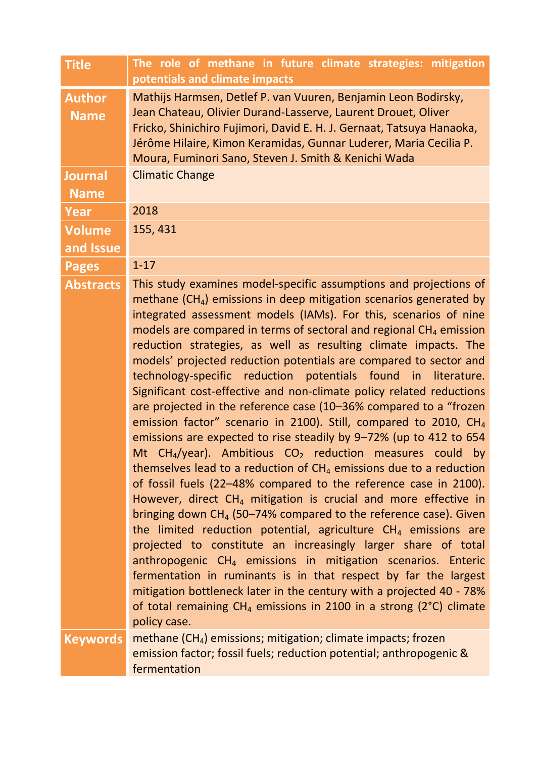| Title | The role of methane in future climate strategies: mitigation potentials and climate impacts |
|---|---|
| Author Name | Mathijs Harmsen, Detlef P. van Vuuren, Benjamin Leon Bodirsky, Jean Chateau, Olivier Durand-Lasserve, Laurent Drouet, Oliver Fricko, Shinichiro Fujimori, David E. H. J. Gernaat, Tatsuya Hanaoka, Jérôme Hilaire, Kimon Keramidas, Gunnar Luderer, Maria Cecilia P. Moura, Fuminori Sano, Steven J. Smith & Kenichi Wada |
| Journal Name | Climatic Change |
| Year | 2018 |
| Volume and Issue | 155, 431 |
| Pages | 1-17 |
| Abstracts | This study examines model-specific assumptions and projections of methane ($CH_4$) emissions in deep mitigation scenarios generated by integrated assessment models (IAMs). For this, scenarios of nine models are compared in terms of sectoral and regional $CH_4$ emission reduction strategies, as well as resulting climate impacts. The models' projected reduction potentials are compared to sector and technology-specific reduction potentials found in literature. Significant cost-effective and non-climate policy related reductions are projected in the reference case (10–36% compared to a "frozen emission factor" scenario in 2100). Still, compared to 2010, $CH_4$ emissions are expected to rise steadily by 9–72% (up to 412 to 654 Mt $CH_4$/year). Ambitious $CO_2$ reduction measures could by themselves lead to a reduction of $CH_4$ emissions due to a reduction of fossil fuels (22–48% compared to the reference case in 2100). However, direct $CH_4$ mitigation is crucial and more effective in bringing down $CH_4$ (50–74% compared to the reference case). Given the limited reduction potential, agriculture $CH_4$ emissions are projected to constitute an increasingly larger share of total anthropogenic $CH_4$ emissions in mitigation scenarios. Enteric fermentation in ruminants is in that respect by far the largest mitigation bottleneck later in the century with a projected 40 - 78% of total remaining $CH_4$ emissions in 2100 in a strong (2°C) climate policy case. |
| Keywords | methane ($CH_4$) emissions; mitigation; climate impacts; frozen emission factor; fossil fuels; reduction potential; anthropogenic & fermentation |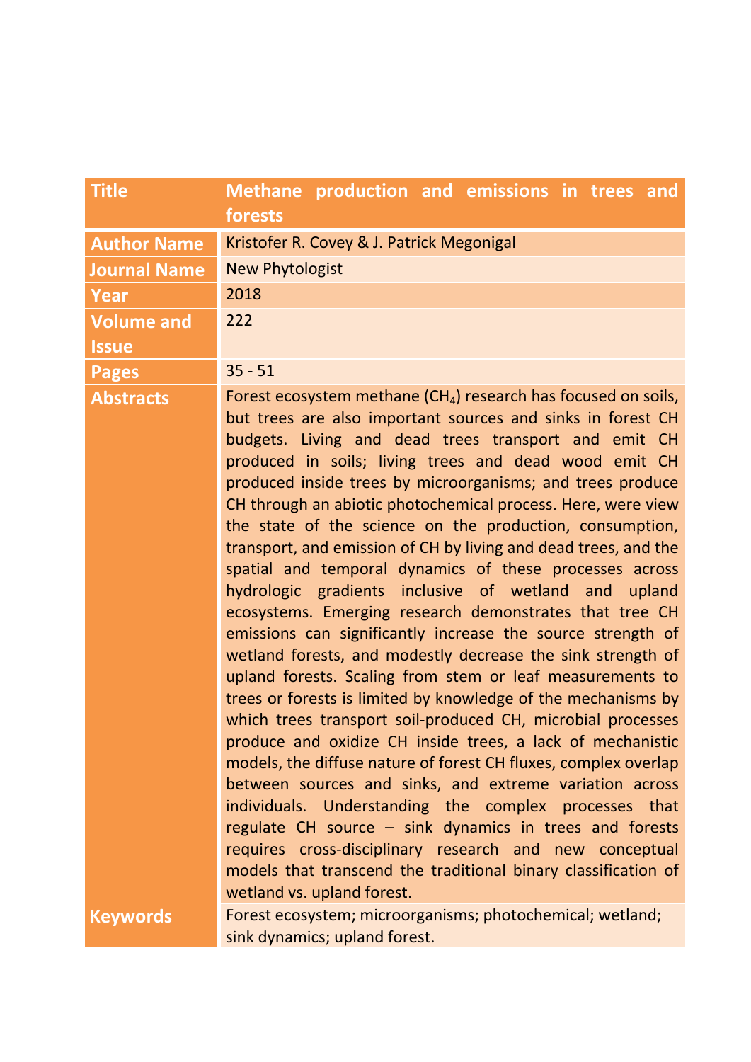| Title | Methane production and emissions in trees and forests |
| --- | --- |
| Author Name | Kristofer R. Covey & J. Patrick Megonigal |
| Journal Name | New Phytologist |
| Year | 2018 |
| Volume and Issue | 222 |
| Pages | 35 - 51 |
| Abstracts | Forest ecosystem methane ($CH_4$) research has focused on soils, but trees are also important sources and sinks in forest CH budgets. Living and dead trees transport and emit CH produced in soils; living trees and dead wood emit CH produced inside trees by microorganisms; and trees produce CH through an abiotic photochemical process. Here, were view the state of the science on the production, consumption, transport, and emission of CH by living and dead trees, and the spatial and temporal dynamics of these processes across hydrologic gradients inclusive of wetland and upland ecosystems. Emerging research demonstrates that tree CH emissions can significantly increase the source strength of wetland forests, and modestly decrease the sink strength of upland forests. Scaling from stem or leaf measurements to trees or forests is limited by knowledge of the mechanisms by which trees transport soil-produced CH, microbial processes produce and oxidize CH inside trees, a lack of mechanistic models, the diffuse nature of forest CH fluxes, complex overlap between sources and sinks, and extreme variation across individuals. Understanding the complex processes that regulate CH source – sink dynamics in trees and forests requires cross-disciplinary research and new conceptual models that transcend the traditional binary classification of wetland vs. upland forest. |
| Keywords | Forest ecosystem; microorganisms; photochemical; wetland; sink dynamics; upland forest. |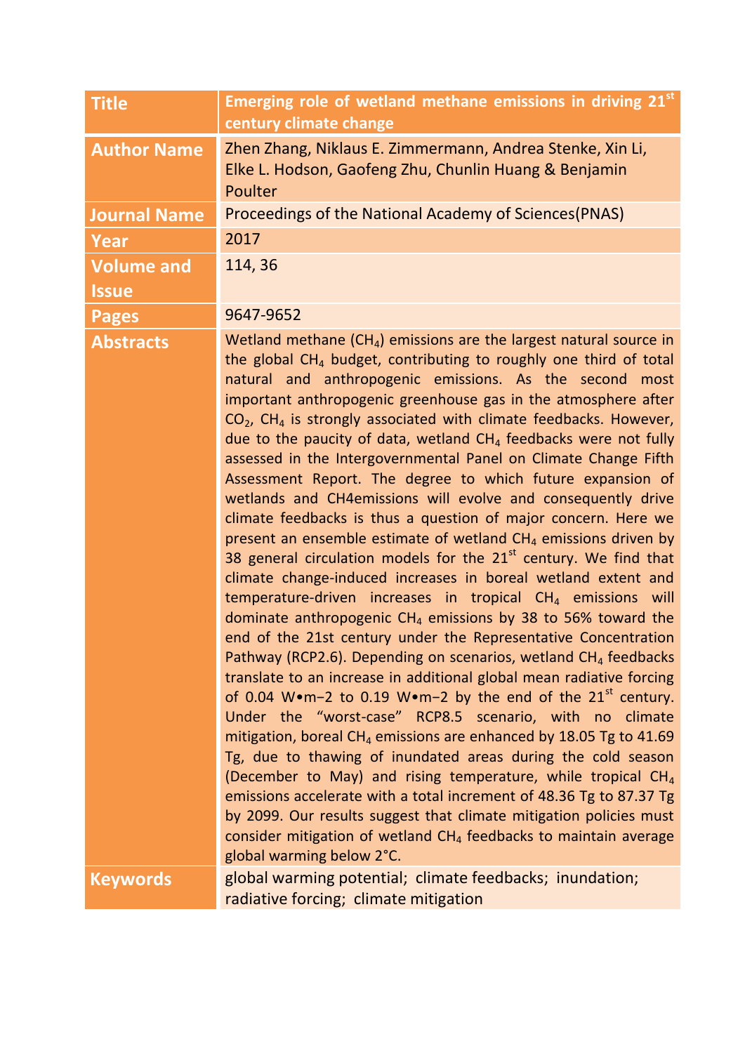| Title | Emerging role of wetland methane emissions in driving 21[st] century climate change |
|---|---|
| Author Name | Zhen Zhang, Niklaus E. Zimmermann, Andrea Stenke, Xin Li, Elke L. Hodson, Gaofeng Zhu, Chunlin Huang & Benjamin Poulter |
| Journal Name | Proceedings of the National Academy of Sciences(PNAS) |
| Year | 2017 |
| Volume and Issue | 114, 36 |
| Pages | 9647-9652 |
| Abstracts | Wetland methane ($CH_4$) emissions are the largest natural source in the global $CH_4$ budget, contributing to roughly one third of total natural and anthropogenic emissions. As the second most important anthropogenic greenhouse gas in the atmosphere after $CO_2$, $CH_4$ is strongly associated with climate feedbacks. However, due to the paucity of data, wetland $CH_4$ feedbacks were not fully assessed in the Intergovernmental Panel on Climate Change Fifth Assessment Report. The degree to which future expansion of wetlands and CH4emissions will evolve and consequently drive climate feedbacks is thus a question of major concern. Here we present an ensemble estimate of wetland $CH_4$ emissions driven by 38 general circulation models for the 21[st] century. We find that climate change-induced increases in boreal wetland extent and temperature-driven increases in tropical $CH_4$ emissions will dominate anthropogenic $CH_4$ emissions by 38 to 56% toward the end of the 21st century under the Representative Concentration Pathway (RCP2.6). Depending on scenarios, wetland $CH_4$ feedbacks translate to an increase in additional global mean radiative forcing of 0.04 W•m−2 to 0.19 W•m−2 by the end of the 21[st] century. Under the "worst-case" RCP8.5 scenario, with no climate mitigation, boreal $CH_4$ emissions are enhanced by 18.05 Tg to 41.69 Tg, due to thawing of inundated areas during the cold season (December to May) and rising temperature, while tropical $CH_4$ emissions accelerate with a total increment of 48.36 Tg to 87.37 Tg by 2099. Our results suggest that climate mitigation policies must consider mitigation of wetland $CH_4$ feedbacks to maintain average global warming below 2°C. |
| Keywords | global warming potential; climate feedbacks; inundation; radiative forcing; climate mitigation |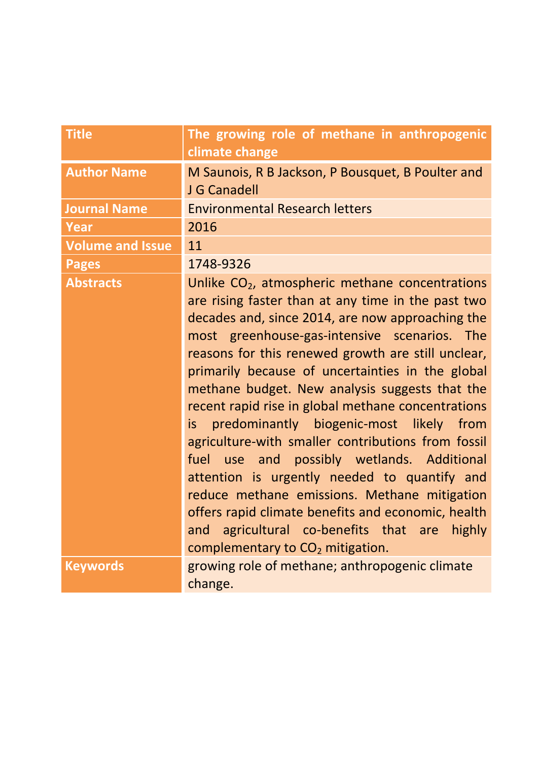| Title | The growing role of methane in anthropogenic climate change |
|---|---|
| Author Name | M Saunois, R B Jackson, P Bousquet, B Poulter and J G Canadell |
| Journal Name | Environmental Research letters |
| Year | 2016 |
| Volume and Issue | 11 |
| Pages | 1748-9326 |
| Abstracts | Unlike $CO_2$, atmospheric methane concentrations are rising faster than at any time in the past two decades and, since 2014, are now approaching the most greenhouse-gas-intensive scenarios. The reasons for this renewed growth are still unclear, primarily because of uncertainties in the global methane budget. New analysis suggests that the recent rapid rise in global methane concentrations is predominantly biogenic-most likely from agriculture-with smaller contributions from fossil fuel use and possibly wetlands. Additional attention is urgently needed to quantify and reduce methane emissions. Methane mitigation offers rapid climate benefits and economic, health and agricultural co-benefits that are highly complementary to $CO_2$ mitigation. |
| Keywords | growing role of methane; anthropogenic climate change. |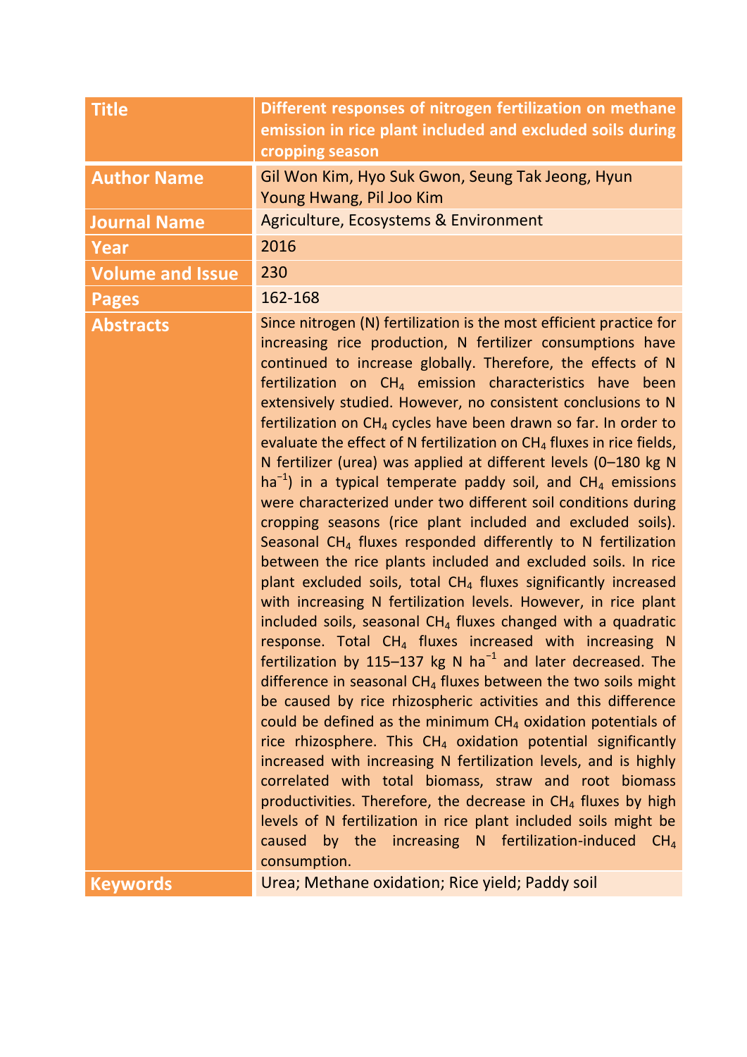| | |
|---|---|
| **Title** | **Different responses of nitrogen fertilization on methane emission in rice plant included and excluded soils during cropping season** |
| **Author Name** | Gil Won Kim, Hyo Suk Gwon, Seung Tak Jeong, Hyun Young Hwang, Pil Joo Kim |
| **Journal Name** | Agriculture, Ecosystems & Environment |
| **Year** | 2016 |
| **Volume and Issue** | 230 |
| **Pages** | 162-168 |
| **Abstracts** | Since nitrogen (N) fertilization is the most efficient practice for increasing rice production, N fertilizer consumptions have continued to increase globally. Therefore, the effects of N fertilization on $CH_4$ emission characteristics have been extensively studied. However, no consistent conclusions to N fertilization on $CH_4$ cycles have been drawn so far. In order to evaluate the effect of N fertilization on $CH_4$ fluxes in rice fields, N fertilizer (urea) was applied at different levels (0–180 kg N $ha^{-1}$) in a typical temperate paddy soil, and $CH_4$ emissions were characterized under two different soil conditions during cropping seasons (rice plant included and excluded soils). Seasonal $CH_4$ fluxes responded differently to N fertilization between the rice plants included and excluded soils. In rice plant excluded soils, total $CH_4$ fluxes significantly increased with increasing N fertilization levels. However, in rice plant included soils, seasonal $CH_4$ fluxes changed with a quadratic response. Total $CH_4$ fluxes increased with increasing N fertilization by 115–137 kg N $ha^{-1}$ and later decreased. The difference in seasonal $CH_4$ fluxes between the two soils might be caused by rice rhizospheric activities and this difference could be defined as the minimum $CH_4$ oxidation potentials of rice rhizosphere. This $CH_4$ oxidation potential significantly increased with increasing N fertilization levels, and is highly correlated with total biomass, straw and root biomass productivities. Therefore, the decrease in $CH_4$ fluxes by high levels of N fertilization in rice plant included soils might be caused by the increasing N fertilization-induced $CH_4$ consumption. |
| **Keywords** | Urea; Methane oxidation; Rice yield; Paddy soil |